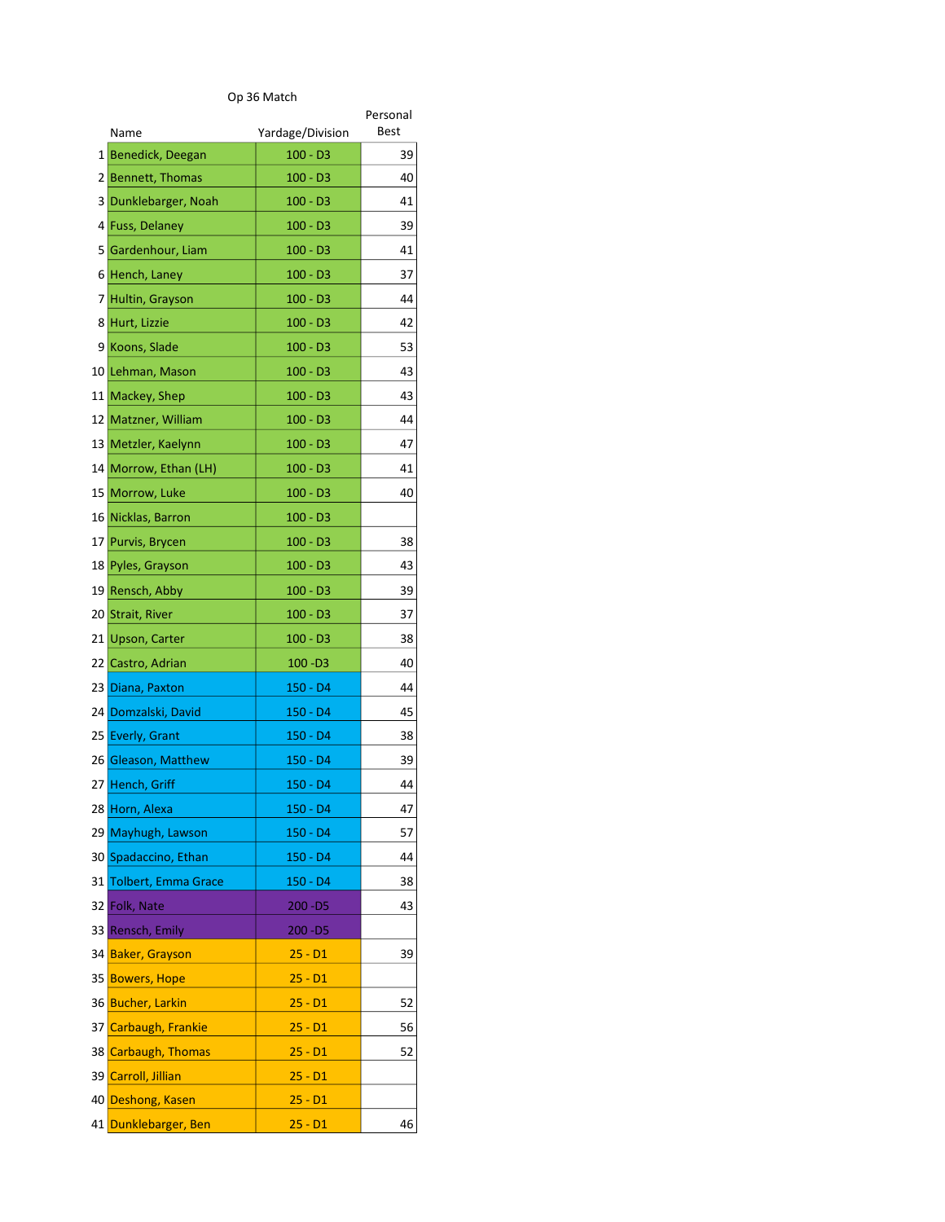Op 36 Match

| | Name | Yardage/Division | Personal Best |
|---|---|---|---|
| 1 | Benedick, Deegan | 100 - D3 | 39 |
| 2 | Bennett, Thomas | 100 - D3 | 40 |
| 3 | Dunklebarger, Noah | 100 - D3 | 41 |
| 4 | Fuss, Delaney | 100 - D3 | 39 |
| 5 | Gardenhour, Liam | 100 - D3 | 41 |
| 6 | Hench, Laney | 100 - D3 | 37 |
| 7 | Hultin, Grayson | 100 - D3 | 44 |
| 8 | Hurt, Lizzie | 100 - D3 | 42 |
| 9 | Koons, Slade | 100 - D3 | 53 |
| 10 | Lehman, Mason | 100 - D3 | 43 |
| 11 | Mackey, Shep | 100 - D3 | 43 |
| 12 | Matzner, William | 100 - D3 | 44 |
| 13 | Metzler, Kaelynn | 100 - D3 | 47 |
| 14 | Morrow, Ethan (LH) | 100 - D3 | 41 |
| 15 | Morrow, Luke | 100 - D3 | 40 |
| 16 | Nicklas, Barron | 100 - D3 | |
| 17 | Purvis, Brycen | 100 - D3 | 38 |
| 18 | Pyles, Grayson | 100 - D3 | 43 |
| 19 | Rensch, Abby | 100 - D3 | 39 |
| 20 | Strait, River | 100 - D3 | 37 |
| 21 | Upson, Carter | 100 - D3 | 38 |
| 22 | Castro, Adrian | 100 -D3 | 40 |
| 23 | Diana, Paxton | 150 - D4 | 44 |
| 24 | Domzalski, David | 150 - D4 | 45 |
| 25 | Everly, Grant | 150 - D4 | 38 |
| 26 | Gleason, Matthew | 150 - D4 | 39 |
| 27 | Hench, Griff | 150 - D4 | 44 |
| 28 | Horn, Alexa | 150 - D4 | 47 |
| 29 | Mayhugh, Lawson | 150 - D4 | 57 |
| 30 | Spadaccino, Ethan | 150 - D4 | 44 |
| 31 | Tolbert, Emma Grace | 150 - D4 | 38 |
| 32 | Folk, Nate | 200 -D5 | 43 |
| 33 | Rensch, Emily | 200 -D5 | |
| 34 | Baker, Grayson | 25 - D1 | 39 |
| 35 | Bowers, Hope | 25 - D1 | |
| 36 | Bucher, Larkin | 25 - D1 | 52 |
| 37 | Carbaugh, Frankie | 25 - D1 | 56 |
| 38 | Carbaugh, Thomas | 25 - D1 | 52 |
| 39 | Carroll, Jillian | 25 - D1 | |
| 40 | Deshong, Kasen | 25 - D1 | |
| 41 | Dunklebarger, Ben | 25 - D1 | 46 |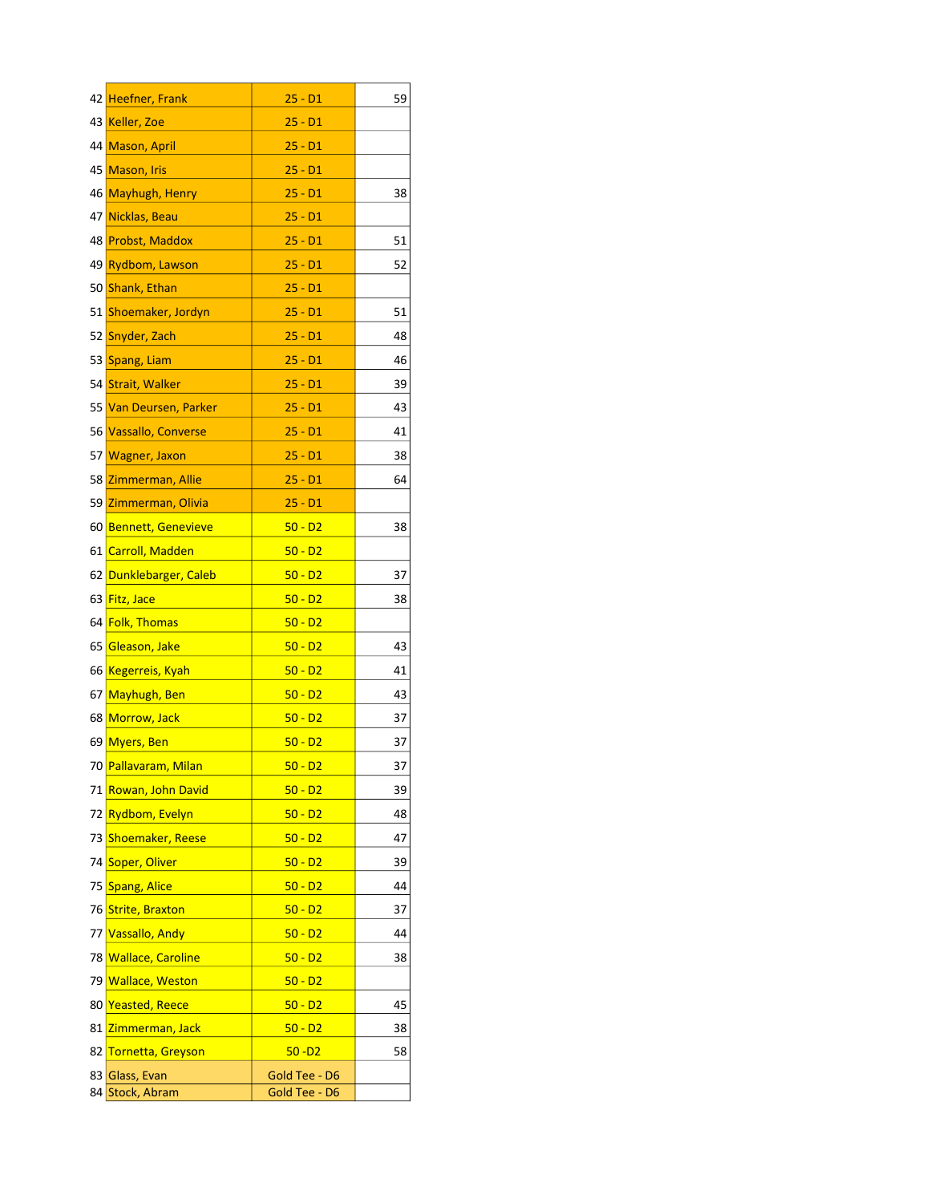| | | | |
|---|---|---|---|
| 42 | Heefner, Frank | 25 - D1 | 59 |
| 43 | Keller, Zoe | 25 - D1 | |
| 44 | Mason, April | 25 - D1 | |
| 45 | Mason, Iris | 25 - D1 | |
| 46 | Mayhugh, Henry | 25 - D1 | 38 |
| 47 | Nicklas, Beau | 25 - D1 | |
| 48 | Probst, Maddox | 25 - D1 | 51 |
| 49 | Rydbom, Lawson | 25 - D1 | 52 |
| 50 | Shank, Ethan | 25 - D1 | |
| 51 | Shoemaker, Jordyn | 25 - D1 | 51 |
| 52 | Snyder, Zach | 25 - D1 | 48 |
| 53 | Spang, Liam | 25 - D1 | 46 |
| 54 | Strait, Walker | 25 - D1 | 39 |
| 55 | Van Deursen, Parker | 25 - D1 | 43 |
| 56 | Vassallo, Converse | 25 - D1 | 41 |
| 57 | Wagner, Jaxon | 25 - D1 | 38 |
| 58 | Zimmerman, Allie | 25 - D1 | 64 |
| 59 | Zimmerman, Olivia | 25 - D1 | |
| 60 | Bennett, Genevieve | 50 - D2 | 38 |
| 61 | Carroll, Madden | 50 - D2 | |
| 62 | Dunklebarger, Caleb | 50 - D2 | 37 |
| 63 | Fitz, Jace | 50 - D2 | 38 |
| 64 | Folk, Thomas | 50 - D2 | |
| 65 | Gleason, Jake | 50 - D2 | 43 |
| 66 | Kegerreis, Kyah | 50 - D2 | 41 |
| 67 | Mayhugh, Ben | 50 - D2 | 43 |
| 68 | Morrow, Jack | 50 - D2 | 37 |
| 69 | Myers, Ben | 50 - D2 | 37 |
| 70 | Pallavaram, Milan | 50 - D2 | 37 |
| 71 | Rowan, John David | 50 - D2 | 39 |
| 72 | Rydbom, Evelyn | 50 - D2 | 48 |
| 73 | Shoemaker, Reese | 50 - D2 | 47 |
| 74 | Soper, Oliver | 50 - D2 | 39 |
| 75 | Spang, Alice | 50 - D2 | 44 |
| 76 | Strite, Braxton | 50 - D2 | 37 |
| 77 | Vassallo, Andy | 50 - D2 | 44 |
| 78 | Wallace, Caroline | 50 - D2 | 38 |
| 79 | Wallace, Weston | 50 - D2 | |
| 80 | Yeasted, Reece | 50 - D2 | 45 |
| 81 | Zimmerman, Jack | 50 - D2 | 38 |
| 82 | Tornetta, Greyson | 50 -D2 | 58 |
| 83 | Glass, Evan | Gold Tee - D6 | |
| 84 | Stock, Abram | Gold Tee - D6 | |